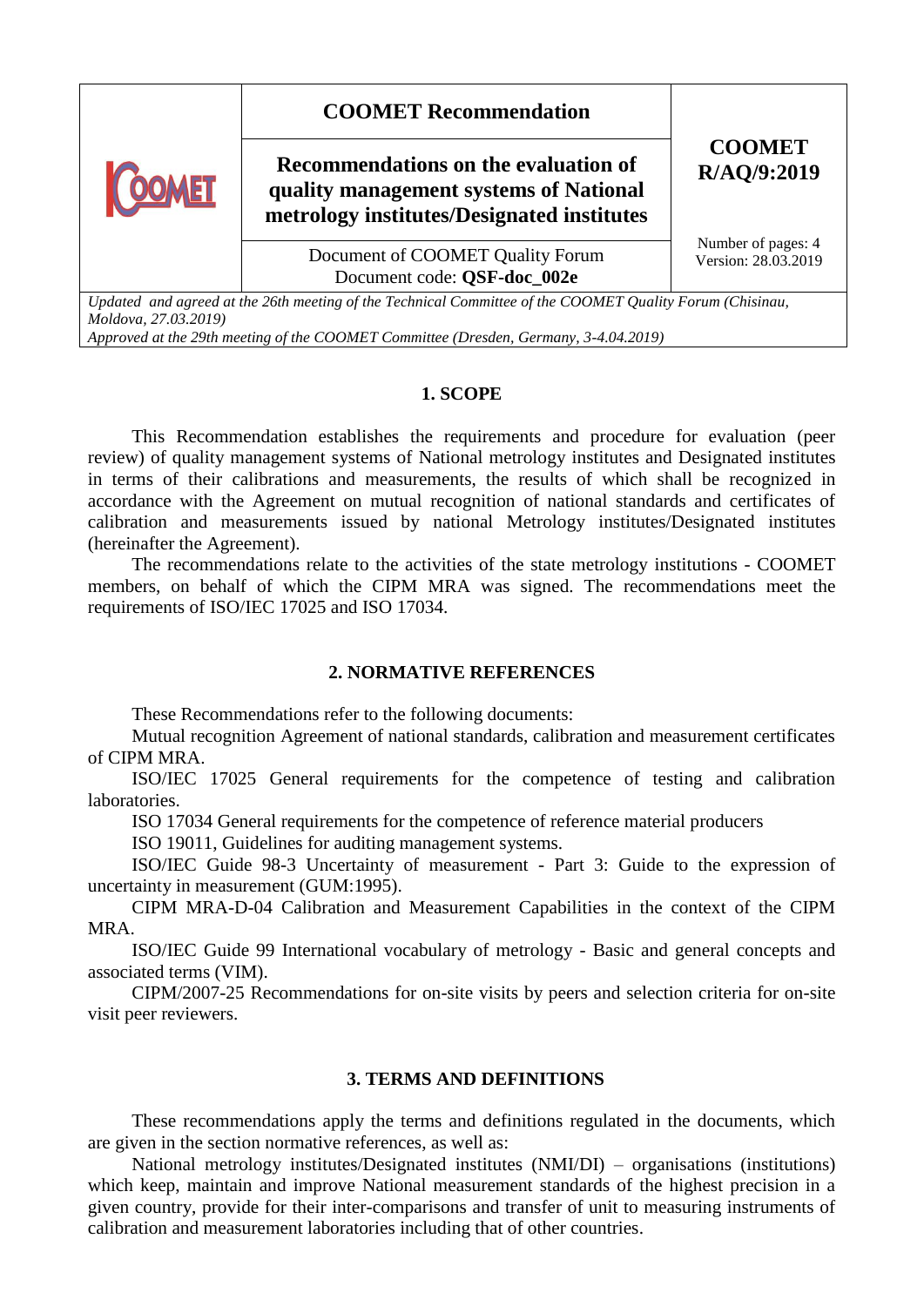| | **COOMET Recommendation** | **COOMET R/AQ/9:2019** |
|---|---|---|
| | **Recommendations on the evaluation of quality management systems of National metrology institutes/Designated institutes** | |
| | Document of COOMET Quality Forum<br>Document code: **QSF-doc_002e** | Number of pages: 4<br>Version: 28.03.2019 |

*Updated and agreed at the 26th meeting of the Technical Committee of the COOMET Quality Forum (Chisinau, Moldova, 27.03.2019)*
*Approved at the 29th meeting of the COOMET Committee (Dresden, Germany, 3-4.04.2019)*

## 1. SCOPE

This Recommendation establishes the requirements and procedure for evaluation (peer review) of quality management systems of National metrology institutes and Designated institutes in terms of their calibrations and measurements, the results of which shall be recognized in accordance with the Agreement on mutual recognition of national standards and certificates of calibration and measurements issued by national Metrology institutes/Designated institutes (hereinafter the Agreement).

The recommendations relate to the activities of the state metrology institutions - COOMET members, on behalf of which the CIPM MRA was signed. The recommendations meet the requirements of ISO/IEC 17025 and ISO 17034.

## 2. NORMATIVE REFERENCES

These Recommendations refer to the following documents:

Mutual recognition Agreement of national standards, calibration and measurement certificates of CIPM MRA.

ISO/IEC 17025 General requirements for the competence of testing and calibration laboratories.

ISO 17034 General requirements for the competence of reference material producers

ISO 19011, Guidelines for auditing management systems.

ISO/IEC Guide 98-3 Uncertainty of measurement - Part 3: Guide to the expression of uncertainty in measurement (GUM:1995).

CIPM MRA-D-04 Calibration and Measurement Capabilities in the context of the CIPM MRA.

ISO/IEC Guide 99 International vocabulary of metrology - Basic and general concepts and associated terms (VIM).

CIPM/2007-25 Recommendations for on-site visits by peers and selection criteria for on-site visit peer reviewers.

## 3. TERMS AND DEFINITIONS

These recommendations apply the terms and definitions regulated in the documents, which are given in the section normative references, as well as:

National metrology institutes/Designated institutes (NMI/DI) – organisations (institutions) which keep, maintain and improve National measurement standards of the highest precision in a given country, provide for their inter-comparisons and transfer of unit to measuring instruments of calibration and measurement laboratories including that of other countries.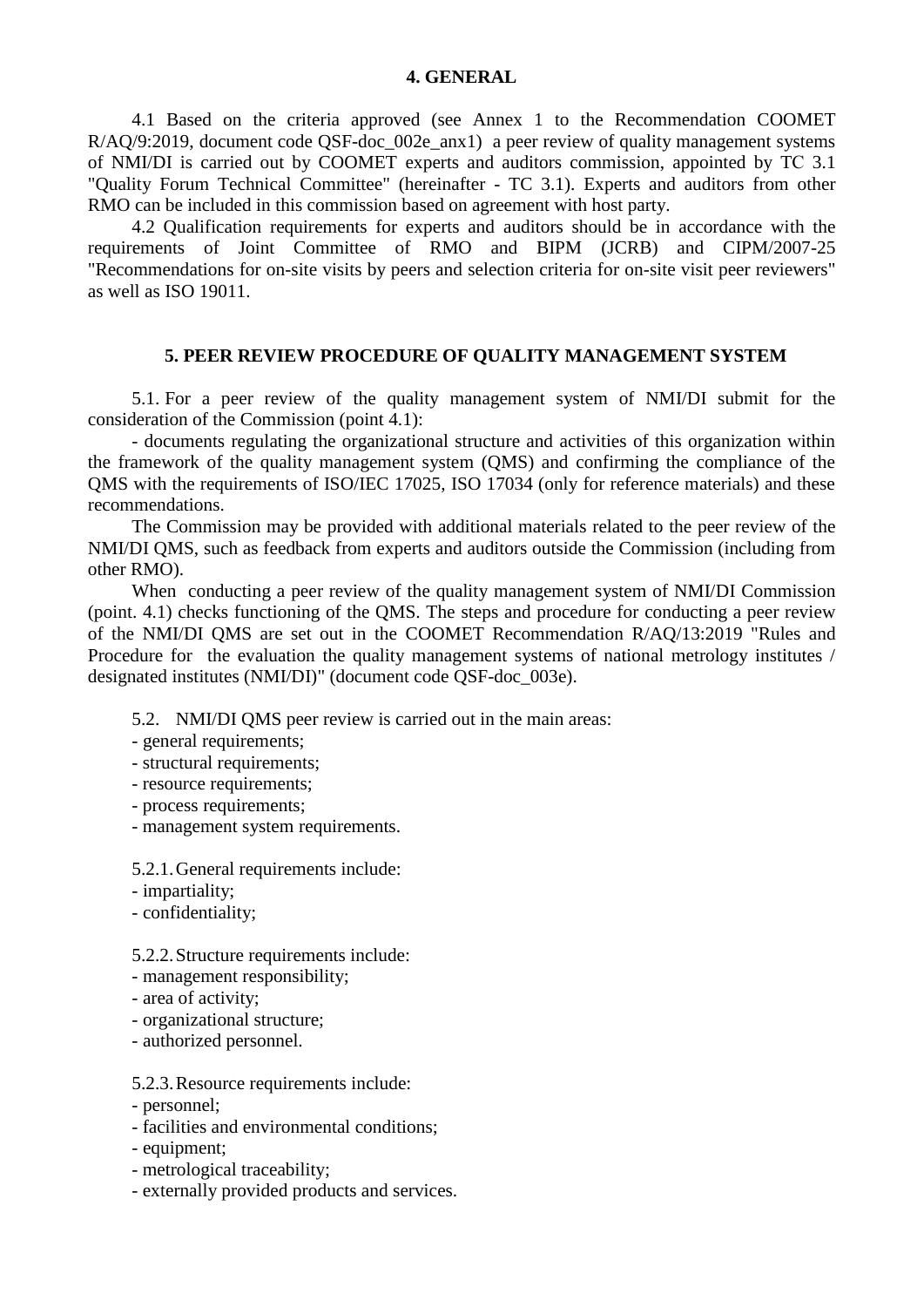## 4. GENERAL

4.1 Based on the criteria approved (see Annex 1 to the Recommendation COOMET R/AQ/9:2019, document code QSF-doc_002e_anx1) a peer review of quality management systems of NMI/DI is carried out by COOMET experts and auditors commission, appointed by TC 3.1 "Quality Forum Technical Committee" (hereinafter - TC 3.1). Experts and auditors from other RMO can be included in this commission based on agreement with host party.

4.2 Qualification requirements for experts and auditors should be in accordance with the requirements of Joint Committee of RMO and BIPM (JCRB) and CIPM/2007-25 "Recommendations for on-site visits by peers and selection criteria for on-site visit peer reviewers" as well as ISO 19011.

## 5. PEER REVIEW PROCEDURE OF QUALITY MANAGEMENT SYSTEM

5.1. For a peer review of the quality management system of NMI/DI submit for the consideration of the Commission (point 4.1):

- documents regulating the organizational structure and activities of this organization within the framework of the quality management system (QMS) and confirming the compliance of the QMS with the requirements of ISO/IEC 17025, ISO 17034 (only for reference materials) and these recommendations.

The Commission may be provided with additional materials related to the peer review of the NMI/DI QMS, such as feedback from experts and auditors outside the Commission (including from other RMO).

When conducting a peer review of the quality management system of NMI/DI Commission (point. 4.1) checks functioning of the QMS. The steps and procedure for conducting a peer review of the NMI/DI QMS are set out in the COOMET Recommendation R/AQ/13:2019 "Rules and Procedure for the evaluation the quality management systems of national metrology institutes / designated institutes (NMI/DI)" (document code QSF-doc_003e).

5.2. NMI/DI QMS peer review is carried out in the main areas:

- general requirements;
- structural requirements;
- resource requirements;
- process requirements;
- management system requirements.

5.2.1. General requirements include:

- impartiality;
- confidentiality;

5.2.2. Structure requirements include:

- management responsibility;
- area of activity;
- organizational structure;
- authorized personnel.

5.2.3. Resource requirements include:

- personnel;
- facilities and environmental conditions;
- equipment;
- metrological traceability;
- externally provided products and services.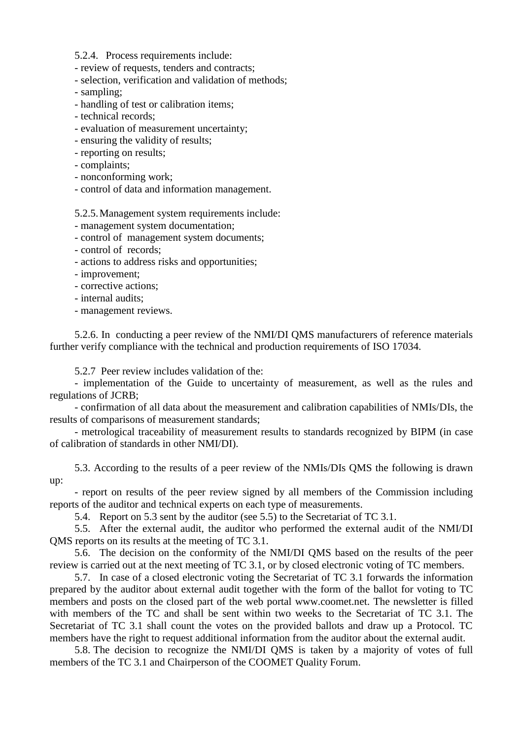5.2.4. Process requirements include:

- review of requests, tenders and contracts;
- selection, verification and validation of methods;
- sampling;
- handling of test or calibration items;
- technical records;
- evaluation of measurement uncertainty;
- ensuring the validity of results;
- reporting on results;
- complaints;
- nonconforming work;
- control of data and information management.

5.2.5. Management system requirements include:

- management system documentation;
- control of management system documents;
- control of records;
- actions to address risks and opportunities;
- improvement;
- corrective actions;
- internal audits;
- management reviews.

5.2.6. In conducting a peer review of the NMI/DI QMS manufacturers of reference materials further verify compliance with the technical and production requirements of ISO 17034.

5.2.7 Peer review includes validation of the:

- implementation of the Guide to uncertainty of measurement, as well as the rules and regulations of JCRB;
- confirmation of all data about the measurement and calibration capabilities of NMIs/DIs, the results of comparisons of measurement standards;
- metrological traceability of measurement results to standards recognized by BIPM (in case of calibration of standards in other NMI/DI).

5.3. According to the results of a peer review of the NMIs/DIs QMS the following is drawn up:

- report on results of the peer review signed by all members of the Commission including reports of the auditor and technical experts on each type of measurements.

5.4. Report on 5.3 sent by the auditor (see 5.5) to the Secretariat of TC 3.1.

5.5. After the external audit, the auditor who performed the external audit of the NMI/DI QMS reports on its results at the meeting of TC 3.1.

5.6. The decision on the conformity of the NMI/DI QMS based on the results of the peer review is carried out at the next meeting of TC 3.1, or by closed electronic voting of TC members.

5.7. In case of a closed electronic voting the Secretariat of TC 3.1 forwards the information prepared by the auditor about external audit together with the form of the ballot for voting to TC members and posts on the closed part of the web portal www.coomet.net. The newsletter is filled with members of the TC and shall be sent within two weeks to the Secretariat of TC 3.1. The Secretariat of TC 3.1 shall count the votes on the provided ballots and draw up a Protocol. TC members have the right to request additional information from the auditor about the external audit.

5.8. The decision to recognize the NMI/DI QMS is taken by a majority of votes of full members of the TC 3.1 and Chairperson of the COOMET Quality Forum.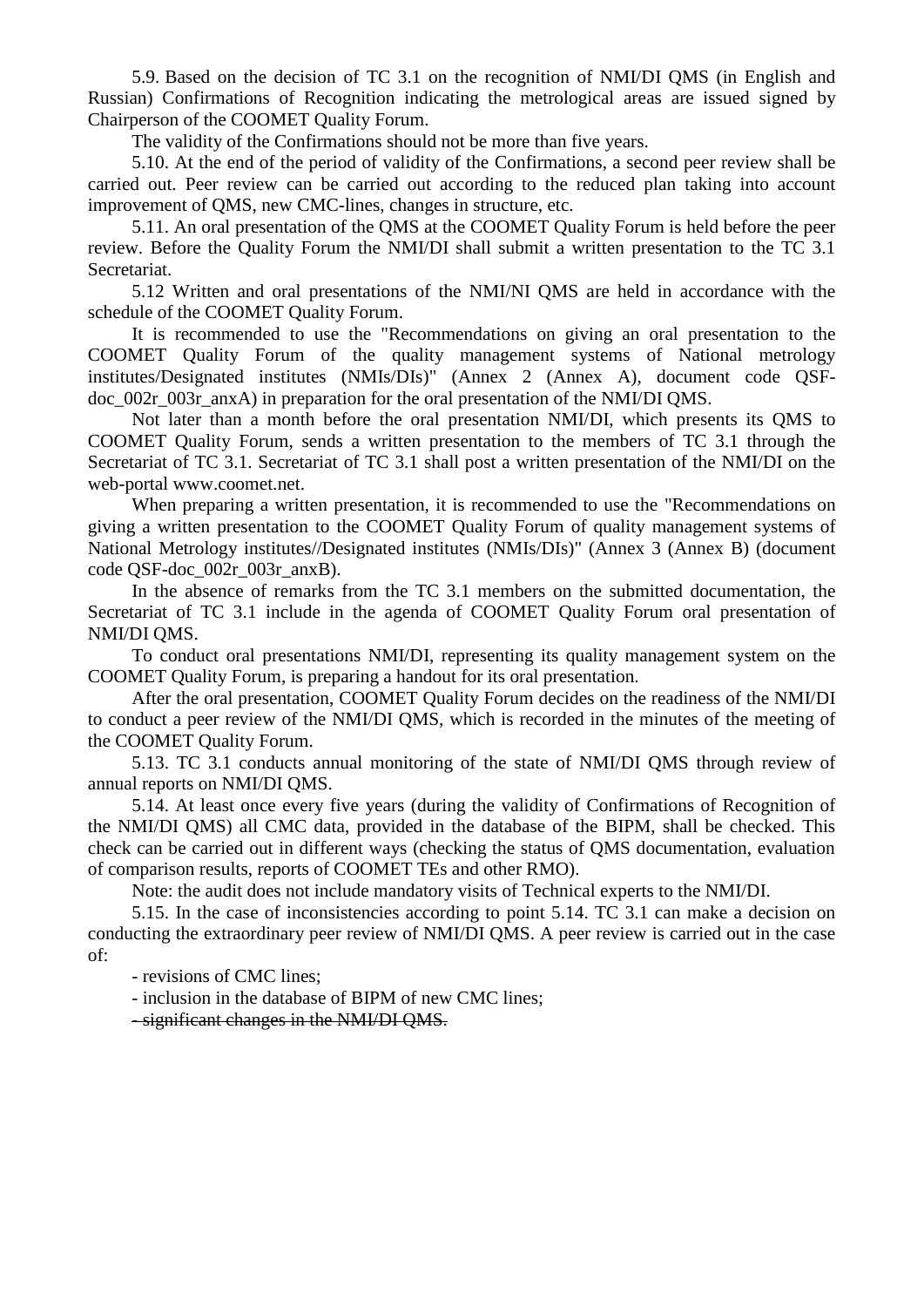5.9. Based on the decision of TC 3.1 on the recognition of NMI/DI QMS (in English and Russian) Confirmations of Recognition indicating the metrological areas are issued signed by Chairperson of the COOMET Quality Forum.

The validity of the Confirmations should not be more than five years.

5.10. At the end of the period of validity of the Confirmations, a second peer review shall be carried out. Peer review can be carried out according to the reduced plan taking into account improvement of QMS, new CMC-lines, changes in structure, etc.

5.11. An oral presentation of the QMS at the COOMET Quality Forum is held before the peer review. Before the Quality Forum the NMI/DI shall submit a written presentation to the TC 3.1 Secretariat.

5.12 Written and oral presentations of the NMI/NI QMS are held in accordance with the schedule of the COOMET Quality Forum.

It is recommended to use the "Recommendations on giving an oral presentation to the COOMET Quality Forum of the quality management systems of National metrology institutes/Designated institutes (NMIs/DIs)" (Annex 2 (Annex A), document code QSF-doc_002r_003r_anxA) in preparation for the oral presentation of the NMI/DI QMS.

Not later than a month before the oral presentation NMI/DI, which presents its QMS to COOMET Quality Forum, sends a written presentation to the members of TC 3.1 through the Secretariat of TC 3.1. Secretariat of TC 3.1 shall post a written presentation of the NMI/DI on the web-portal www.coomet.net.

When preparing a written presentation, it is recommended to use the "Recommendations on giving a written presentation to the COOMET Quality Forum of quality management systems of National Metrology institutes//Designated institutes (NMIs/DIs)" (Annex 3 (Annex B) (document code QSF-doc_002r_003r_anxB).

In the absence of remarks from the TC 3.1 members on the submitted documentation, the Secretariat of TC 3.1 include in the agenda of COOMET Quality Forum oral presentation of NMI/DI QMS.

To conduct oral presentations NMI/DI, representing its quality management system on the COOMET Quality Forum, is preparing a handout for its oral presentation.

After the oral presentation, COOMET Quality Forum decides on the readiness of the NMI/DI to conduct a peer review of the NMI/DI QMS, which is recorded in the minutes of the meeting of the COOMET Quality Forum.

5.13. TC 3.1 conducts annual monitoring of the state of NMI/DI QMS through review of annual reports on NMI/DI QMS.

5.14. At least once every five years (during the validity of Confirmations of Recognition of the NMI/DI QMS) all CMC data, provided in the database of the BIPM, shall be checked. This check can be carried out in different ways (checking the status of QMS documentation, evaluation of comparison results, reports of COOMET TEs and other RMO).

Note: the audit does not include mandatory visits of Technical experts to the NMI/DI.

5.15. In the case of inconsistencies according to point 5.14. TC 3.1 can make a decision on conducting the extraordinary peer review of NMI/DI QMS. A peer review is carried out in the case of:

- revisions of CMC lines;
- inclusion in the database of BIPM of new CMC lines;
- ~~significant changes in the NMI/DI QMS.~~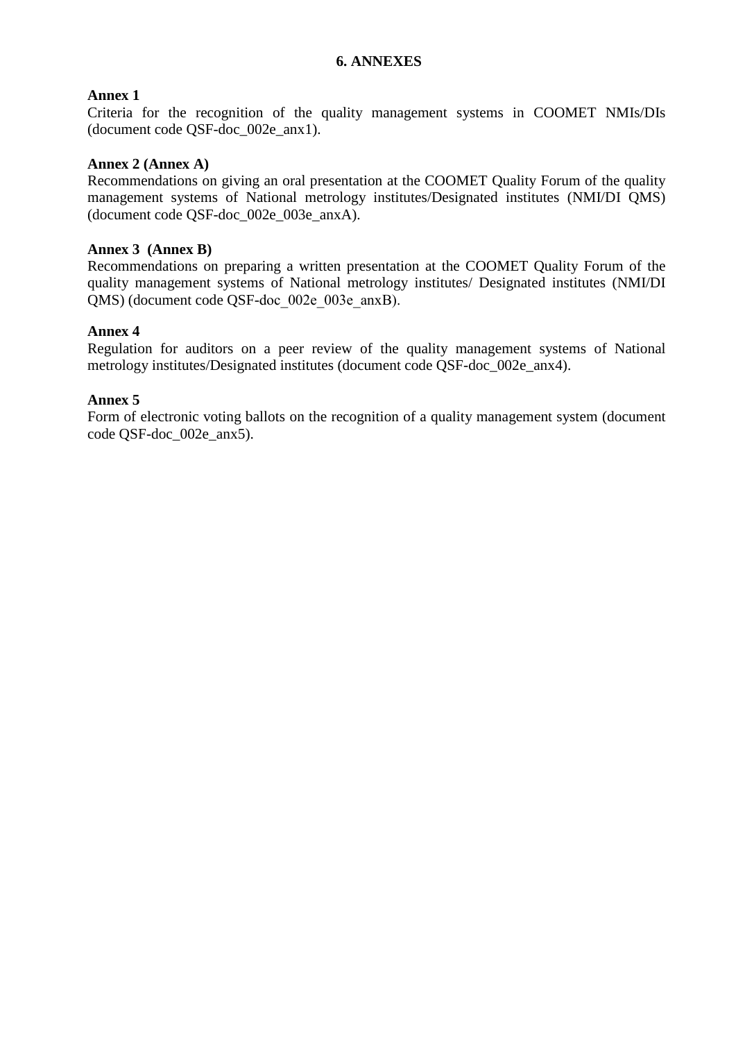## 6. ANNEXES

**Annex 1**
Criteria for the recognition of the quality management systems in COOMET NMIs/DIs (document code QSF-doc_002e_anx1).

**Annex 2 (Annex A)**
Recommendations on giving an oral presentation at the COOMET Quality Forum of the quality management systems of National metrology institutes/Designated institutes (NMI/DI QMS) (document code QSF-doc_002e_003e_anxA).

**Annex 3  (Annex B)**
Recommendations on preparing a written presentation at the COOMET Quality Forum of the quality management systems of National metrology institutes/ Designated institutes (NMI/DI QMS) (document code QSF-doc_002e_003e_anxB).

**Annex 4**
Regulation for auditors on a peer review of the quality management systems of National metrology institutes/Designated institutes (document code QSF-doc_002e_anx4).

**Annex 5**
Form of electronic voting ballots on the recognition of a quality management system (document code QSF-doc_002e_anx5).